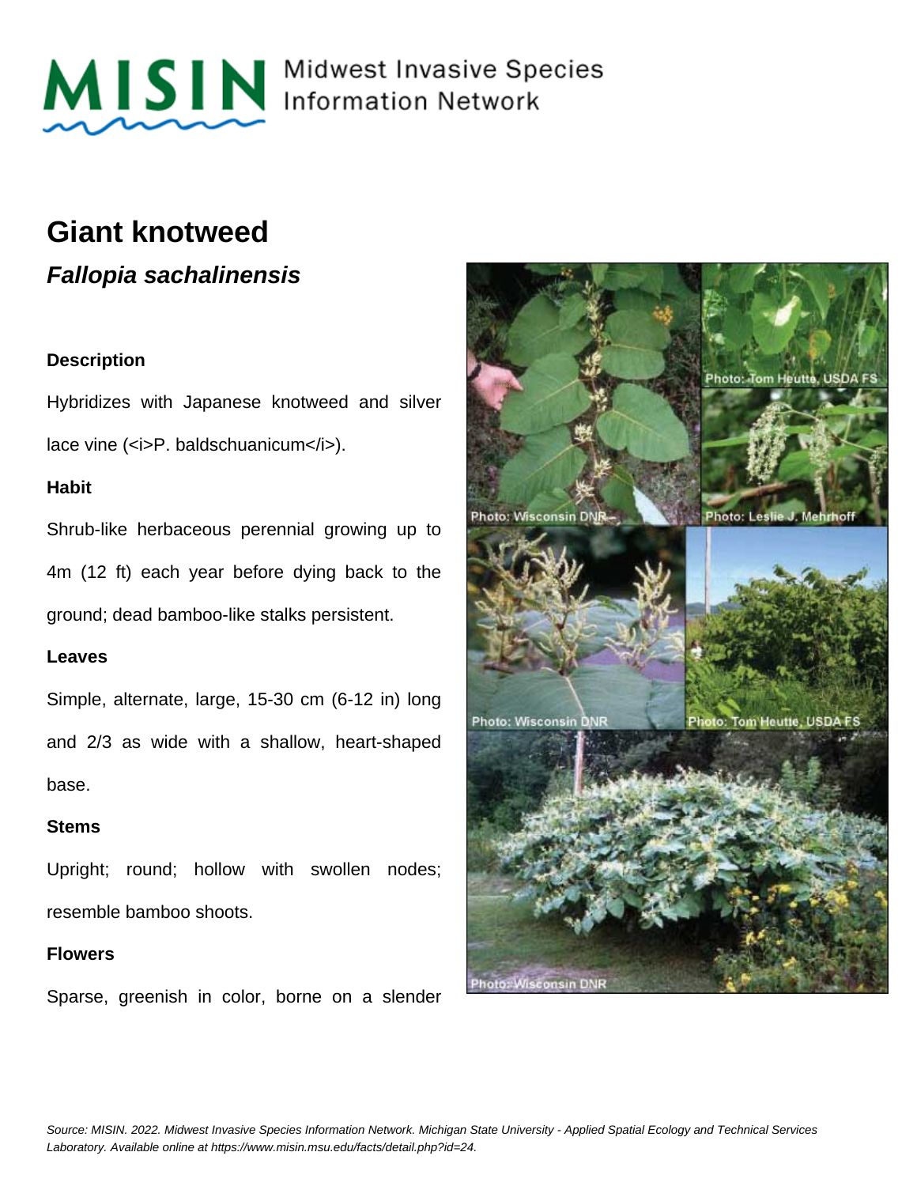MISIN Midwest Invasive Species Information Network

# Giant knotweed

## *Fallopia sachalinensis*

### Description

Hybridizes with Japanese knotweed and silver lace vine (<i>P. baldschuanicum</i>).

### Habit

Shrub-like herbaceous perennial growing up to 4m (12 ft) each year before dying back to the ground; dead bamboo-like stalks persistent.

### Leaves

Simple, alternate, large, 15-30 cm (6-12 in) long and 2/3 as wide with a shallow, heart-shaped base.

### Stems

Upright; round; hollow with swollen nodes; resemble bamboo shoots.

### Flowers

Sparse, greenish in color, borne on a slender

Photo: Wisconsin DNR

Photo: Tom Heutte, USDA FS

Photo: Leslie J. Mehrhoff

Photo: Wisconsin DNR

Photo: Tom Heutte, USDA FS

Photo: Wisconsin DNR

*Source: MISIN. 2022. Midwest Invasive Species Information Network. Michigan State University - Applied Spatial Ecology and Technical Services Laboratory. Available online at https://www.misin.msu.edu/facts/detail.php?id=24.*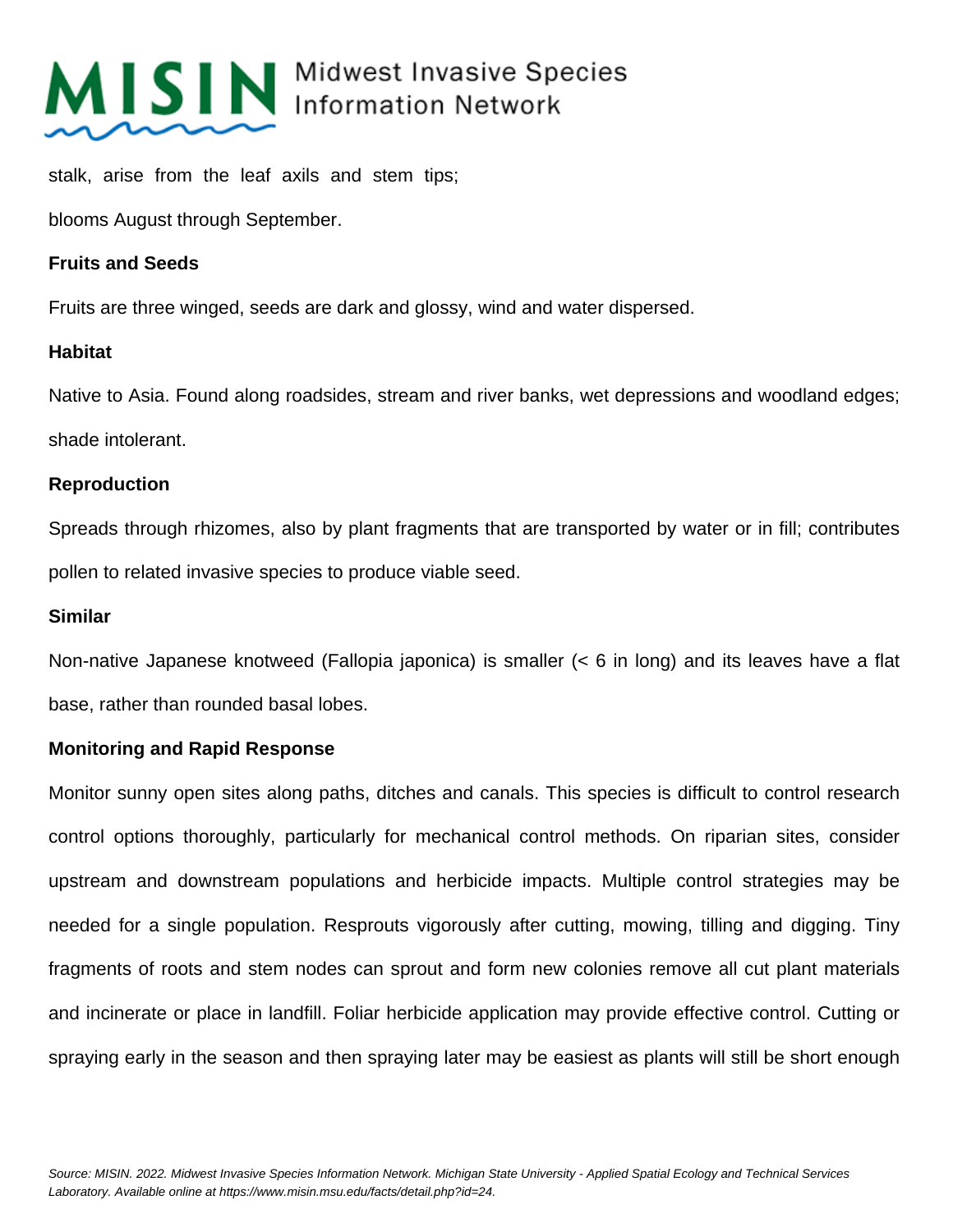stalk, arise from the leaf axils and stem tips;

blooms August through September.

**Fruits and Seeds**

Fruits are three winged, seeds are dark and glossy, wind and water dispersed.

**Habitat**

Native to Asia. Found along roadsides, stream and river banks, wet depressions and woodland edges; shade intolerant.

**Reproduction**

Spreads through rhizomes, also by plant fragments that are transported by water or in fill; contributes pollen to related invasive species to produce viable seed.

**Similar**

Non-native Japanese knotweed (Fallopia japonica) is smaller (< 6 in long) and its leaves have a flat base, rather than rounded basal lobes.

**Monitoring and Rapid Response**

Monitor sunny open sites along paths, ditches and canals. This species is difficult to control research control options thoroughly, particularly for mechanical control methods. On riparian sites, consider upstream and downstream populations and herbicide impacts. Multiple control strategies may be needed for a single population. Resprouts vigorously after cutting, mowing, tilling and digging. Tiny fragments of roots and stem nodes can sprout and form new colonies remove all cut plant materials and incinerate or place in landfill. Foliar herbicide application may provide effective control. Cutting or spraying early in the season and then spraying later may be easiest as plants will still be short enough

*Source: MISIN. 2022. Midwest Invasive Species Information Network. Michigan State University - Applied Spatial Ecology and Technical Services Laboratory. Available online at https://www.misin.msu.edu/facts/detail.php?id=24.*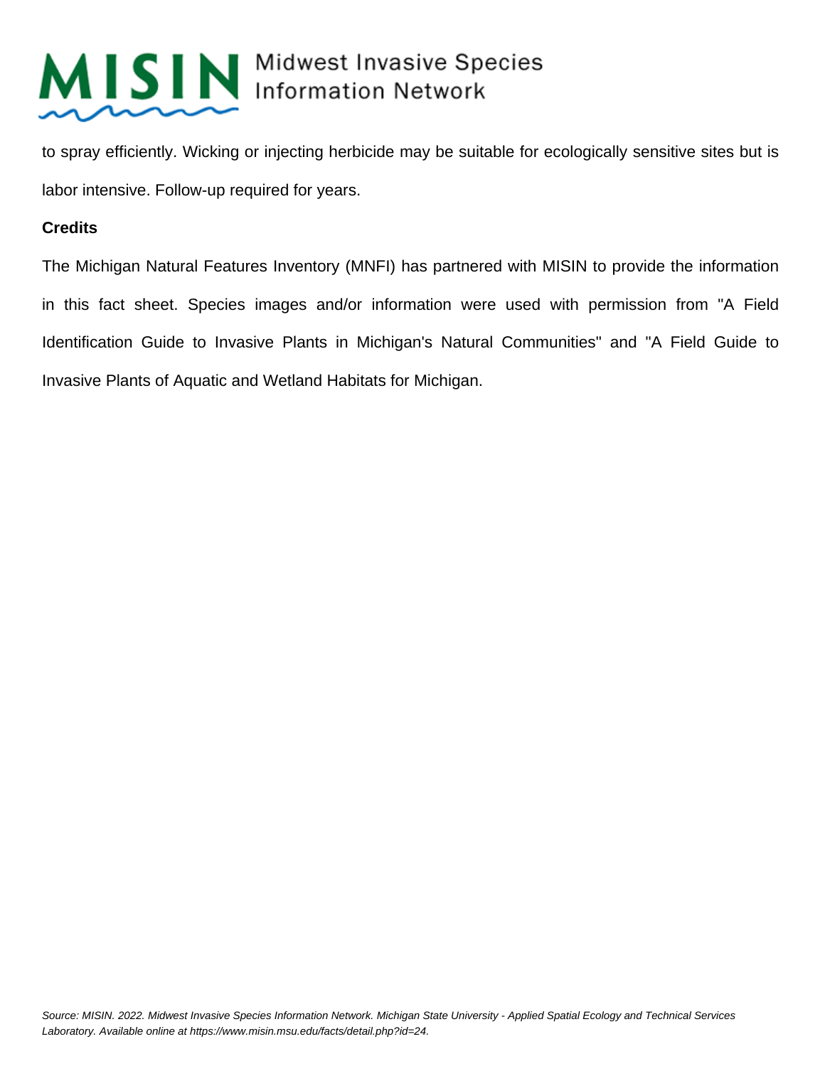to spray efficiently. Wicking or injecting herbicide may be suitable for ecologically sensitive sites but is labor intensive. Follow-up required for years.

**Credits**

The Michigan Natural Features Inventory (MNFI) has partnered with MISIN to provide the information in this fact sheet. Species images and/or information were used with permission from "A Field Identification Guide to Invasive Plants in Michigan's Natural Communities" and "A Field Guide to Invasive Plants of Aquatic and Wetland Habitats for Michigan.